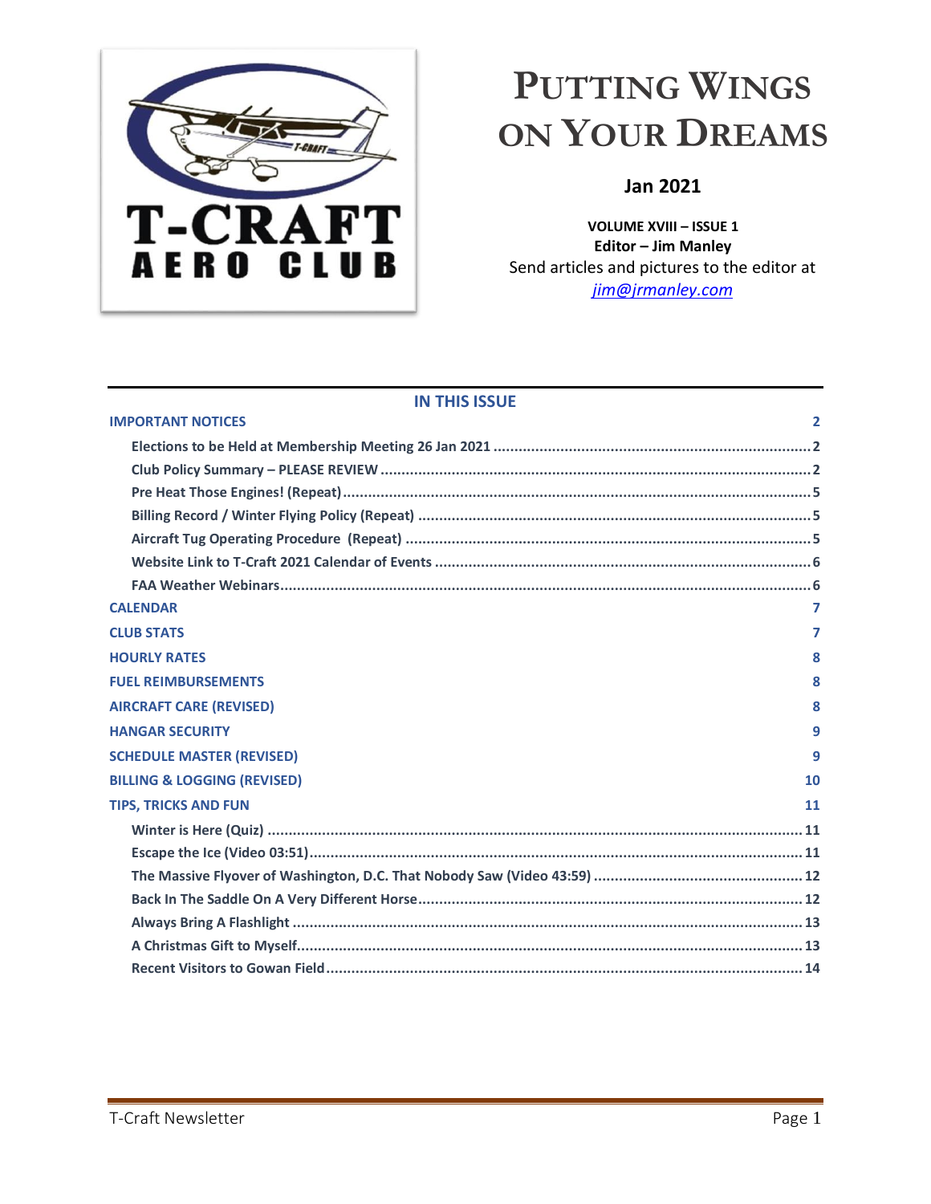# PUTTING WINGS ON YOUR DREAMS

**Jan 2021**

**VOLUME XVIII – ISSUE 1**
**Editor – Jim Manley**
Send articles and pictures to the editor at
*jim@jrmanley.com*

## IN THIS ISSUE

| | |
|---|---|
| **IMPORTANT NOTICES** | **2** |
| Elections to be Held at Membership Meeting 26 Jan 2021 | 2 |
| Club Policy Summary – PLEASE REVIEW | 2 |
| Pre Heat Those Engines! (Repeat) | 5 |
| Billing Record / Winter Flying Policy (Repeat) | 5 |
| Aircraft Tug Operating Procedure (Repeat) | 5 |
| Website Link to T-Craft 2021 Calendar of Events | 6 |
| FAA Weather Webinars | 6 |
| **CALENDAR** | **7** |
| **CLUB STATS** | **7** |
| **HOURLY RATES** | **8** |
| **FUEL REIMBURSEMENTS** | **8** |
| **AIRCRAFT CARE (REVISED)** | **8** |
| **HANGAR SECURITY** | **9** |
| **SCHEDULE MASTER (REVISED)** | **9** |
| **BILLING & LOGGING (REVISED)** | **10** |
| **TIPS, TRICKS AND FUN** | **11** |
| Winter is Here (Quiz) | 11 |
| Escape the Ice (Video 03:51) | 11 |
| The Massive Flyover of Washington, D.C. That Nobody Saw (Video 43:59) | 12 |
| Back In The Saddle On A Very Different Horse | 12 |
| Always Bring A Flashlight | 13 |
| A Christmas Gift to Myself | 13 |
| Recent Visitors to Gowan Field | 14 |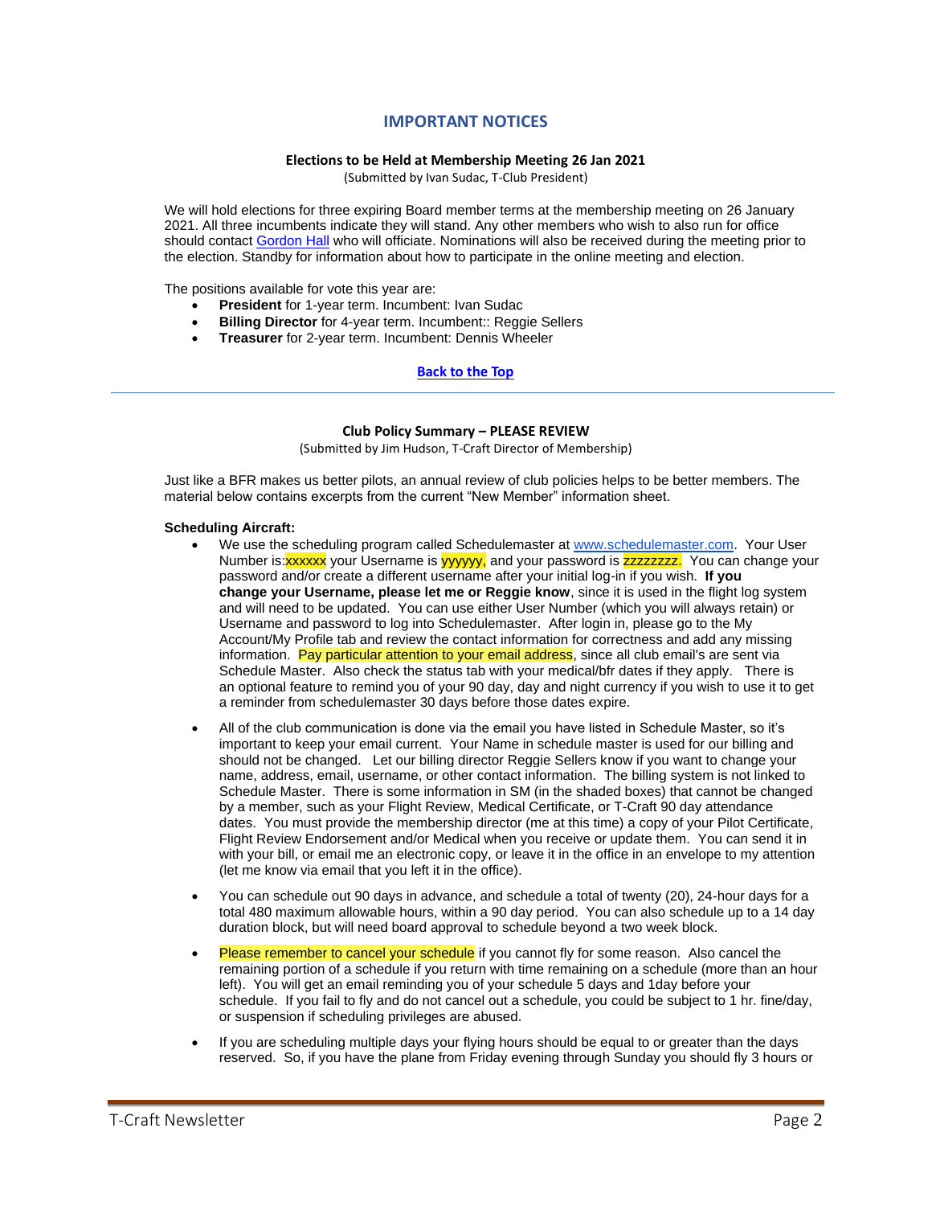# IMPORTANT NOTICES

### Elections to be Held at Membership Meeting 26 Jan 2021

(Submitted by Ivan Sudac, T-Club President)

We will hold elections for three expiring Board member terms at the membership meeting on 26 January 2021. All three incumbents indicate they will stand. Any other members who wish to also run for office should contact Gordon Hall who will officiate. Nominations will also be received during the meeting prior to the election. Standby for information about how to participate in the online meeting and election.

The positions available for vote this year are:

- **President** for 1-year term. Incumbent: Ivan Sudac
- **Billing Director** for 4-year term. Incumbent:: Reggie Sellers
- **Treasurer** for 2-year term. Incumbent: Dennis Wheeler

**Back to the Top**

---

### Club Policy Summary – PLEASE REVIEW

(Submitted by Jim Hudson, T-Craft Director of Membership)

Just like a BFR makes us better pilots, an annual review of club policies helps to be better members. The material below contains excerpts from the current "New Member" information sheet.

**Scheduling Aircraft:**

- We use the scheduling program called Schedulemaster at www.schedulemaster.com. Your User Number is:xxxxxx your Username is yyyyyy, and your password is zzzzzzzz. You can change your password and/or create a different username after your initial log-in if you wish. **If you change your Username, please let me or Reggie know**, since it is used in the flight log system and will need to be updated. You can use either User Number (which you will always retain) or Username and password to log into Schedulemaster. After login in, please go to the My Account/My Profile tab and review the contact information for correctness and add any missing information. Pay particular attention to your email address, since all club email's are sent via Schedule Master. Also check the status tab with your medical/bfr dates if they apply. There is an optional feature to remind you of your 90 day, day and night currency if you wish to use it to get a reminder from schedulemaster 30 days before those dates expire.

- All of the club communication is done via the email you have listed in Schedule Master, so it's important to keep your email current. Your Name in schedule master is used for our billing and should not be changed. Let our billing director Reggie Sellers know if you want to change your name, address, email, username, or other contact information. The billing system is not linked to Schedule Master. There is some information in SM (in the shaded boxes) that cannot be changed by a member, such as your Flight Review, Medical Certificate, or T-Craft 90 day attendance dates. You must provide the membership director (me at this time) a copy of your Pilot Certificate, Flight Review Endorsement and/or Medical when you receive or update them. You can send it in with your bill, or email me an electronic copy, or leave it in the office in an envelope to my attention (let me know via email that you left it in the office).

- You can schedule out 90 days in advance, and schedule a total of twenty (20), 24-hour days for a total 480 maximum allowable hours, within a 90 day period. You can also schedule up to a 14 day duration block, but will need board approval to schedule beyond a two week block.

- Please remember to cancel your schedule if you cannot fly for some reason. Also cancel the remaining portion of a schedule if you return with time remaining on a schedule (more than an hour left). You will get an email reminding you of your schedule 5 days and 1day before your schedule. If you fail to fly and do not cancel out a schedule, you could be subject to 1 hr. fine/day, or suspension if scheduling privileges are abused.

- If you are scheduling multiple days your flying hours should be equal to or greater than the days reserved. So, if you have the plane from Friday evening through Sunday you should fly 3 hours or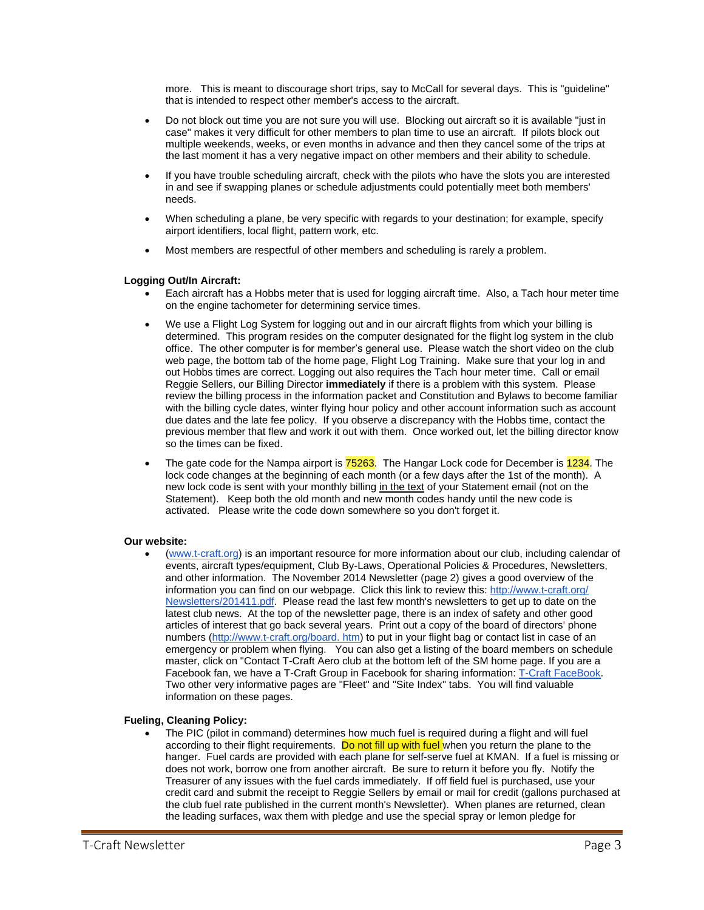more.   This is meant to discourage short trips, say to McCall for several days.  This is "guideline" that is intended to respect other member's access to the aircraft.

- Do not block out time you are not sure you will use.  Blocking out aircraft so it is available "just in case" makes it very difficult for other members to plan time to use an aircraft.  If pilots block out multiple weekends, weeks, or even months in advance and then they cancel some of the trips at the last moment it has a very negative impact on other members and their ability to schedule.

- If you have trouble scheduling aircraft, check with the pilots who have the slots you are interested in and see if swapping planes or schedule adjustments could potentially meet both members' needs.

- When scheduling a plane, be very specific with regards to your destination; for example, specify airport identifiers, local flight, pattern work, etc.

- Most members are respectful of other members and scheduling is rarely a problem.

**Logging Out/In Aircraft:**

- Each aircraft has a Hobbs meter that is used for logging aircraft time.  Also, a Tach hour meter time on the engine tachometer for determining service times.

- We use a Flight Log System for logging out and in our aircraft flights from which your billing is determined.  This program resides on the computer designated for the flight log system in the club office.  The other computer is for member's general use.  Please watch the short video on the club web page, the bottom tab of the home page, Flight Log Training.  Make sure that your log in and out Hobbs times are correct.  Logging out also requires the Tach hour meter time.  Call or email Reggie Sellers, our Billing Director **immediately** if there is a problem with this system.  Please review the billing process in the information packet and Constitution and Bylaws to become familiar with the billing cycle dates, winter flying hour policy and other account information such as account due dates and the late fee policy.  If you observe a discrepancy with the Hobbs time, contact the previous member that flew and work it out with them.  Once worked out, let the billing director know so the times can be fixed.

- The gate code for the Nampa airport is 75263.  The Hangar Lock code for December is 1234.  The lock code changes at the beginning of each month (or a few days after the 1st of the month).  A new lock code is sent with your monthly billing in the text of your Statement email (not on the Statement).   Keep both the old month and new month codes handy until the new code is activated.   Please write the code down somewhere so you don't forget it.

**Our website:**

- (www.t-craft.org) is an important resource for more information about our club, including calendar of events, aircraft types/equipment, Club By-Laws, Operational Policies & Procedures, Newsletters, and other information.  The November 2014 Newsletter (page 2) gives a good overview of the information you can find on our webpage.  Click this link to review this: http://www.t-craft.org/Newsletters/201411.pdf.  Please read the last few month's newsletters to get up to date on the latest club news.  At the top of the newsletter page, there is an index of safety and other good articles of interest that go back several years.  Print out a copy of the board of directors' phone numbers (http://www.t-craft.org/board. htm) to put in your flight bag or contact list in case of an emergency or problem when flying.   You can also get a listing of the board members on schedule master, click on "Contact T-Craft Aero club at the bottom left of the SM home page. If you are a Facebook fan, we have a T-Craft Group in Facebook for sharing information: T-Craft FaceBook. Two other very informative pages are "Fleet" and "Site Index" tabs.  You will find valuable information on these pages.

**Fueling, Cleaning Policy:**

- The PIC (pilot in command) determines how much fuel is required during a flight and will fuel according to their flight requirements.  Do not fill up with fuel when you return the plane to the hanger.  Fuel cards are provided with each plane for self-serve fuel at KMAN.  If a fuel is missing or does not work, borrow one from another aircraft.  Be sure to return it before you fly.  Notify the Treasurer of any issues with the fuel cards immediately.  If off field fuel is purchased, use your credit card and submit the receipt to Reggie Sellers by email or mail for credit (gallons purchased at the club fuel rate published in the current month's Newsletter).  When planes are returned, clean the leading surfaces, wax them with pledge and use the special spray or lemon pledge for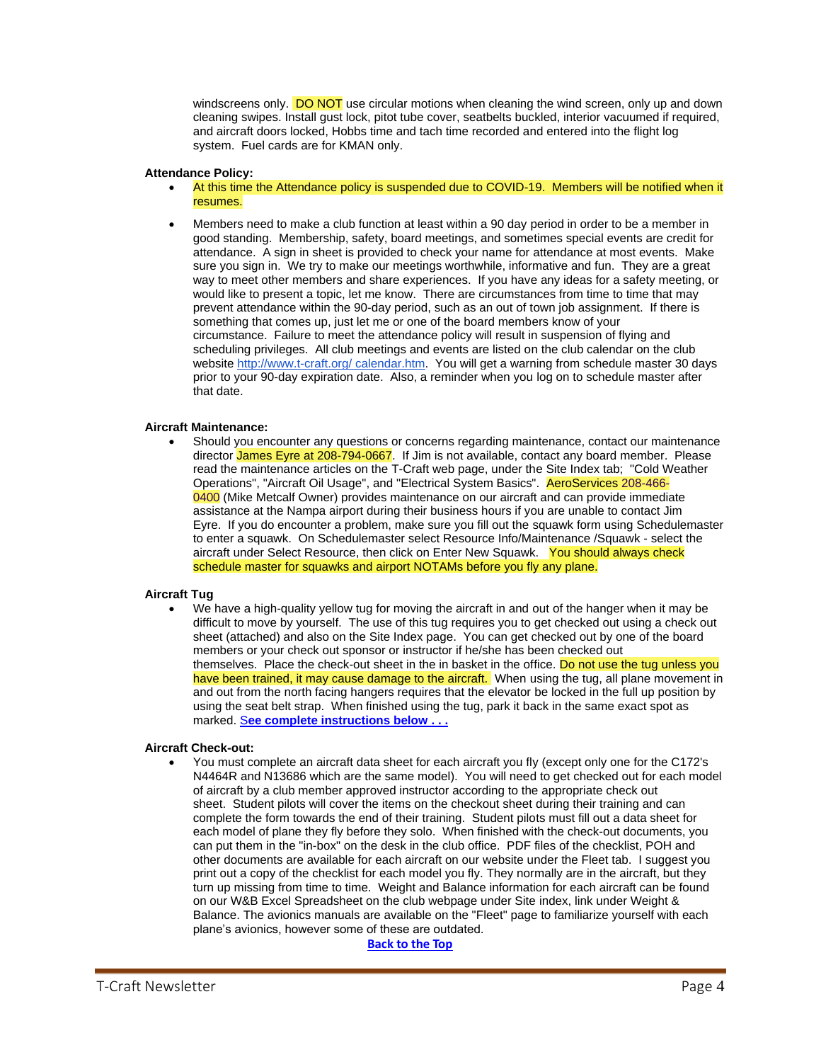windscreens only. DO NOT use circular motions when cleaning the wind screen, only up and down cleaning swipes. Install gust lock, pitot tube cover, seatbelts buckled, interior vacuumed if required, and aircraft doors locked, Hobbs time and tach time recorded and entered into the flight log system. Fuel cards are for KMAN only.

**Attendance Policy:**

- At this time the Attendance policy is suspended due to COVID-19. Members will be notified when it resumes.
- Members need to make a club function at least within a 90 day period in order to be a member in good standing. Membership, safety, board meetings, and sometimes special events are credit for attendance. A sign in sheet is provided to check your name for attendance at most events. Make sure you sign in. We try to make our meetings worthwhile, informative and fun. They are a great way to meet other members and share experiences. If you have any ideas for a safety meeting, or would like to present a topic, let me know. There are circumstances from time to time that may prevent attendance within the 90-day period, such as an out of town job assignment. If there is something that comes up, just let me or one of the board members know of your circumstance. Failure to meet the attendance policy will result in suspension of flying and scheduling privileges. All club meetings and events are listed on the club calendar on the club website http://www.t-craft.org/ calendar.htm. You will get a warning from schedule master 30 days prior to your 90-day expiration date. Also, a reminder when you log on to schedule master after that date.

**Aircraft Maintenance:**

- Should you encounter any questions or concerns regarding maintenance, contact our maintenance director James Eyre at 208-794-0667. If Jim is not available, contact any board member. Please read the maintenance articles on the T-Craft web page, under the Site Index tab; "Cold Weather Operations", "Aircraft Oil Usage", and "Electrical System Basics". AeroServices 208-466-0400 (Mike Metcalf Owner) provides maintenance on our aircraft and can provide immediate assistance at the Nampa airport during their business hours if you are unable to contact Jim Eyre. If you do encounter a problem, make sure you fill out the squawk form using Schedulemaster to enter a squawk. On Schedulemaster select Resource Info/Maintenance /Squawk - select the aircraft under Select Resource, then click on Enter New Squawk. You should always check schedule master for squawks and airport NOTAMs before you fly any plane.

**Aircraft Tug**

- We have a high-quality yellow tug for moving the aircraft in and out of the hanger when it may be difficult to move by yourself. The use of this tug requires you to get checked out using a check out sheet (attached) and also on the Site Index page. You can get checked out by one of the board members or your check out sponsor or instructor if he/she has been checked out themselves. Place the check-out sheet in the in basket in the office. Do not use the tug unless you have been trained, it may cause damage to the aircraft. When using the tug, all plane movement in and out from the north facing hangers requires that the elevator be locked in the full up position by using the seat belt strap. When finished using the tug, park it back in the same exact spot as marked. **See complete instructions below . . .**

**Aircraft Check-out:**

- You must complete an aircraft data sheet for each aircraft you fly (except only one for the C172's N4464R and N13686 which are the same model). You will need to get checked out for each model of aircraft by a club member approved instructor according to the appropriate check out sheet. Student pilots will cover the items on the checkout sheet during their training and can complete the form towards the end of their training. Student pilots must fill out a data sheet for each model of plane they fly before they solo. When finished with the check-out documents, you can put them in the "in-box" on the desk in the club office. PDF files of the checklist, POH and other documents are available for each aircraft on our website under the Fleet tab. I suggest you print out a copy of the checklist for each model you fly. They normally are in the aircraft, but they turn up missing from time to time. Weight and Balance information for each aircraft can be found on our W&B Excel Spreadsheet on the club webpage under Site index, link under Weight & Balance. The avionics manuals are available on the "Fleet" page to familiarize yourself with each plane's avionics, however some of these are outdated.

**Back to the Top**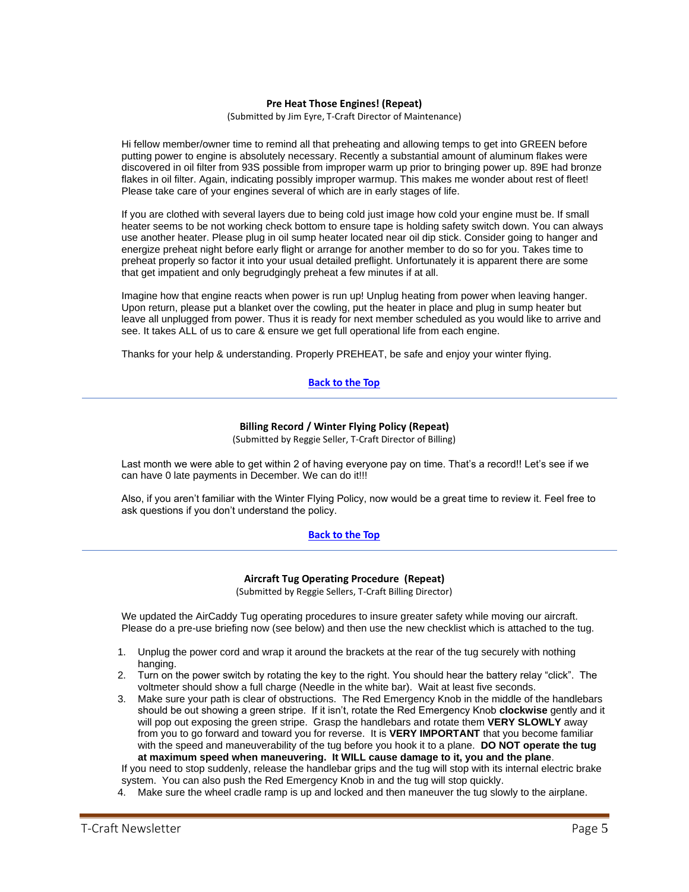### Pre Heat Those Engines! (Repeat)

(Submitted by Jim Eyre, T-Craft Director of Maintenance)

Hi fellow member/owner time to remind all that preheating and allowing temps to get into GREEN before putting power to engine is absolutely necessary. Recently a substantial amount of aluminum flakes were discovered in oil filter from 93S possible from improper warm up prior to bringing power up. 89E had bronze flakes in oil filter. Again, indicating possibly improper warmup. This makes me wonder about rest of fleet! Please take care of your engines several of which are in early stages of life.

If you are clothed with several layers due to being cold just image how cold your engine must be. If small heater seems to be not working check bottom to ensure tape is holding safety switch down. You can always use another heater. Please plug in oil sump heater located near oil dip stick. Consider going to hanger and energize preheat night before early flight or arrange for another member to do so for you. Takes time to preheat properly so factor it into your usual detailed preflight. Unfortunately it is apparent there are some that get impatient and only begrudgingly preheat a few minutes if at all.

Imagine how that engine reacts when power is run up! Unplug heating from power when leaving hanger. Upon return, please put a blanket over the cowling, put the heater in place and plug in sump heater but leave all unplugged from power. Thus it is ready for next member scheduled as you would like to arrive and see. It takes ALL of us to care & ensure we get full operational life from each engine.

Thanks for your help & understanding. Properly PREHEAT, be safe and enjoy your winter flying.

**Back to the Top**

---

### Billing Record / Winter Flying Policy (Repeat)

(Submitted by Reggie Seller, T-Craft Director of Billing)

Last month we were able to get within 2 of having everyone pay on time. That's a record!! Let's see if we can have 0 late payments in December. We can do it!!!

Also, if you aren't familiar with the Winter Flying Policy, now would be a great time to review it. Feel free to ask questions if you don't understand the policy.

**Back to the Top**

---

### Aircraft Tug Operating Procedure (Repeat)

(Submitted by Reggie Sellers, T-Craft Billing Director)

We updated the AirCaddy Tug operating procedures to insure greater safety while moving our aircraft. Please do a pre-use briefing now (see below) and then use the new checklist which is attached to the tug.

1. Unplug the power cord and wrap it around the brackets at the rear of the tug securely with nothing hanging.
2. Turn on the power switch by rotating the key to the right. You should hear the battery relay "click". The voltmeter should show a full charge (Needle in the white bar). Wait at least five seconds.
3. Make sure your path is clear of obstructions. The Red Emergency Knob in the middle of the handlebars should be out showing a green stripe. If it isn't, rotate the Red Emergency Knob **clockwise** gently and it will pop out exposing the green stripe. Grasp the handlebars and rotate them **VERY SLOWLY** away from you to go forward and toward you for reverse. It is **VERY IMPORTANT** that you become familiar with the speed and maneuverability of the tug before you hook it to a plane. **DO NOT operate the tug at maximum speed when maneuvering. It WILL cause damage to it, you and the plane**.

If you need to stop suddenly, release the handlebar grips and the tug will stop with its internal electric brake system. You can also push the Red Emergency Knob in and the tug will stop quickly.

4. Make sure the wheel cradle ramp is up and locked and then maneuver the tug slowly to the airplane.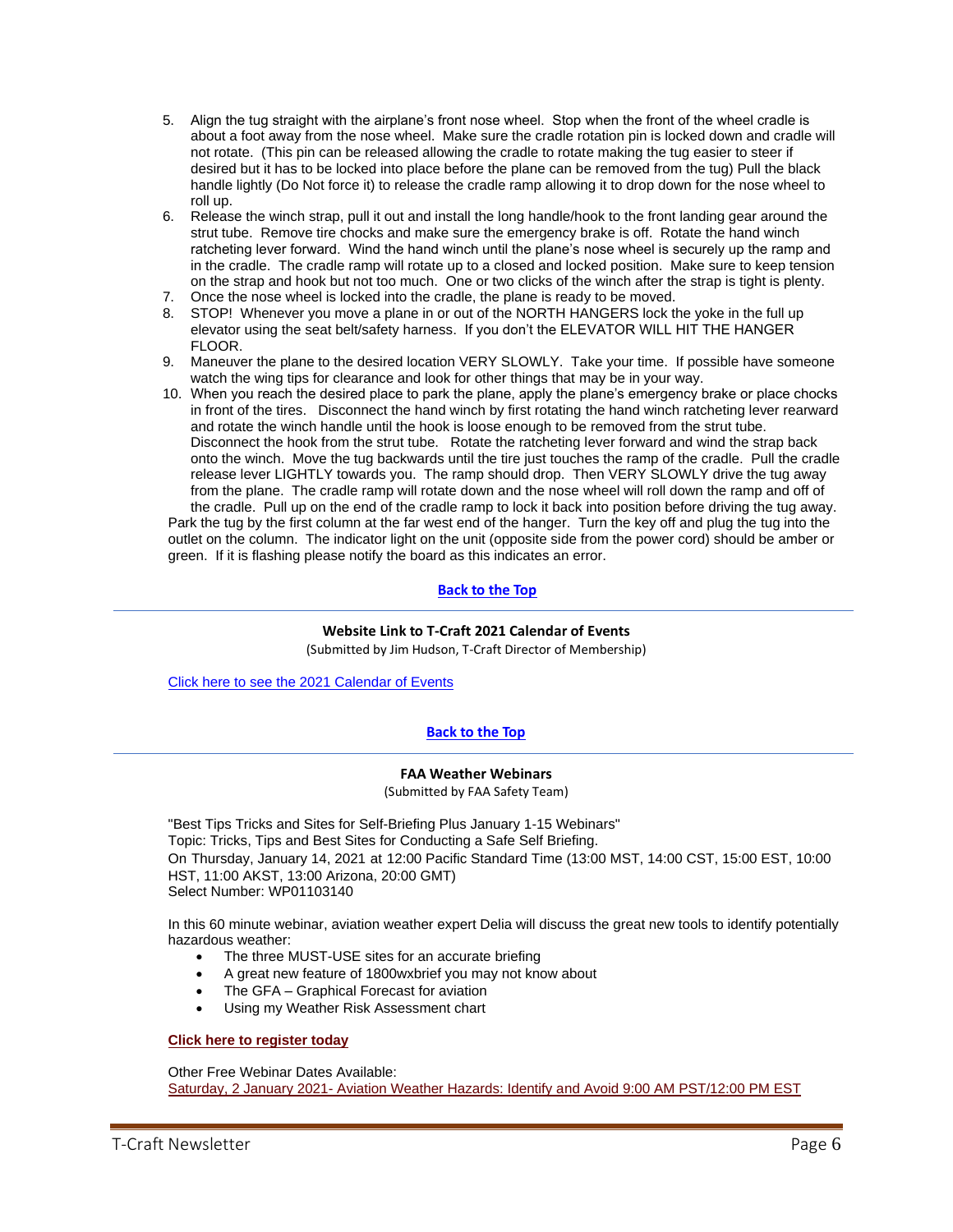5. Align the tug straight with the airplane's front nose wheel. Stop when the front of the wheel cradle is about a foot away from the nose wheel. Make sure the cradle rotation pin is locked down and cradle will not rotate. (This pin can be released allowing the cradle to rotate making the tug easier to steer if desired but it has to be locked into place before the plane can be removed from the tug) Pull the black handle lightly (Do Not force it) to release the cradle ramp allowing it to drop down for the nose wheel to roll up.
6. Release the winch strap, pull it out and install the long handle/hook to the front landing gear around the strut tube. Remove tire chocks and make sure the emergency brake is off. Rotate the hand winch ratcheting lever forward. Wind the hand winch until the plane's nose wheel is securely up the ramp and in the cradle. The cradle ramp will rotate up to a closed and locked position. Make sure to keep tension on the strap and hook but not too much. One or two clicks of the winch after the strap is tight is plenty.
7. Once the nose wheel is locked into the cradle, the plane is ready to be moved.
8. STOP! Whenever you move a plane in or out of the NORTH HANGERS lock the yoke in the full up elevator using the seat belt/safety harness. If you don't the ELEVATOR WILL HIT THE HANGER FLOOR.
9. Maneuver the plane to the desired location VERY SLOWLY. Take your time. If possible have someone watch the wing tips for clearance and look for other things that may be in your way.
10. When you reach the desired place to park the plane, apply the plane's emergency brake or place chocks in front of the tires. Disconnect the hand winch by first rotating the hand winch ratcheting lever rearward and rotate the winch handle until the hook is loose enough to be removed from the strut tube. Disconnect the hook from the strut tube. Rotate the ratcheting lever forward and wind the strap back onto the winch. Move the tug backwards until the tire just touches the ramp of the cradle. Pull the cradle release lever LIGHTLY towards you. The ramp should drop. Then VERY SLOWLY drive the tug away from the plane. The cradle ramp will rotate down and the nose wheel will roll down the ramp and off of the cradle. Pull up on the end of the cradle ramp to lock it back into position before driving the tug away.

Park the tug by the first column at the far west end of the hanger. Turn the key off and plug the tug into the outlet on the column. The indicator light on the unit (opposite side from the power cord) should be amber or green. If it is flashing please notify the board as this indicates an error.

**Back to the Top**

---

### Website Link to T-Craft 2021 Calendar of Events

(Submitted by Jim Hudson, T-Craft Director of Membership)

Click here to see the 2021 Calendar of Events

**Back to the Top**

---

### FAA Weather Webinars

(Submitted by FAA Safety Team)

"Best Tips Tricks and Sites for Self-Briefing Plus January 1-15 Webinars"
Topic: Tricks, Tips and Best Sites for Conducting a Safe Self Briefing.
On Thursday, January 14, 2021 at 12:00 Pacific Standard Time (13:00 MST, 14:00 CST, 15:00 EST, 10:00 HST, 11:00 AKST, 13:00 Arizona, 20:00 GMT)
Select Number: WP01103140

In this 60 minute webinar, aviation weather expert Delia will discuss the great new tools to identify potentially hazardous weather:

- The three MUST-USE sites for an accurate briefing
- A great new feature of 1800wxbrief you may not know about
- The GFA – Graphical Forecast for aviation
- Using my Weather Risk Assessment chart

**Click here to register today**

Other Free Webinar Dates Available:
Saturday, 2 January 2021- Aviation Weather Hazards: Identify and Avoid 9:00 AM PST/12:00 PM EST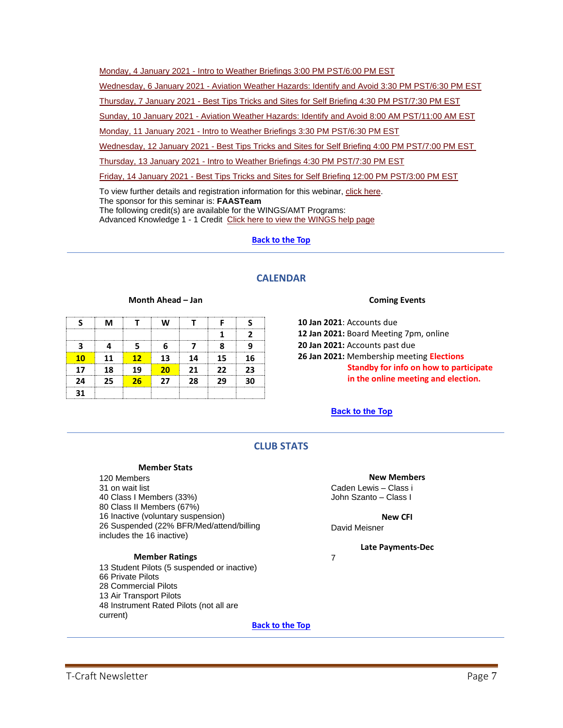Monday, 4 January 2021 - Intro to Weather Briefings 3:00 PM PST/6:00 PM EST

Wednesday, 6 January 2021 - Aviation Weather Hazards: Identify and Avoid 3:30 PM PST/6:30 PM EST

Thursday, 7 January 2021 - Best Tips Tricks and Sites for Self Briefing 4:30 PM PST/7:30 PM EST

Sunday, 10 January 2021 - Aviation Weather Hazards: Identify and Avoid 8:00 AM PST/11:00 AM EST

Monday, 11 January 2021 - Intro to Weather Briefings 3:30 PM PST/6:30 PM EST

Wednesday, 12 January 2021 - Best Tips Tricks and Sites for Self Briefing 4:00 PM PST/7:00 PM EST

Thursday, 13 January 2021 - Intro to Weather Briefings 4:30 PM PST/7:30 PM EST

Friday, 14 January 2021 - Best Tips Tricks and Sites for Self Briefing 12:00 PM PST/3:00 PM EST

To view further details and registration information for this webinar, click here.
The sponsor for this seminar is: **FAASTeam**
The following credit(s) are available for the WINGS/AMT Programs:
Advanced Knowledge 1 - 1 Credit Click here to view the WINGS help page

**Back to the Top**

## CALENDAR

### Month Ahead – Jan

| S | M | T | W | T | F | S |
|---|---|---|---|---|---|---|
| | | | | | 1 | 2 |
| 3 | 4 | 5 | 6 | 7 | 8 | 9 |
| 10 | 11 | 12 | 13 | 14 | 15 | 16 |
| 17 | 18 | 19 | 20 | 21 | 22 | 23 |
| 24 | 25 | 26 | 27 | 28 | 29 | 30 |
| 31 | | | | | | |

### Coming Events

**10 Jan 2021**: Accounts due
**12 Jan 2021:** Board Meeting 7pm, online
**20 Jan 2021:** Accounts past due
**26 Jan 2021:** Membership meeting **Elections**
**Standby for info on how to participate in the online meeting and election.**

**Back to the Top**

## CLUB STATS

### Member Stats

120 Members
31 on wait list
40 Class I Members (33%)
80 Class II Members (67%)
16 Inactive (voluntary suspension)
26 Suspended (22% BFR/Med/attend/billing includes the 16 inactive)

### Member Ratings

13 Student Pilots (5 suspended or inactive)
66 Private Pilots
28 Commercial Pilots
13 Air Transport Pilots
48 Instrument Rated Pilots (not all are current)

### New Members

Caden Lewis – Class i
John Szanto – Class I

### New CFI

David Meisner

### Late Payments-Dec

7

**Back to the Top**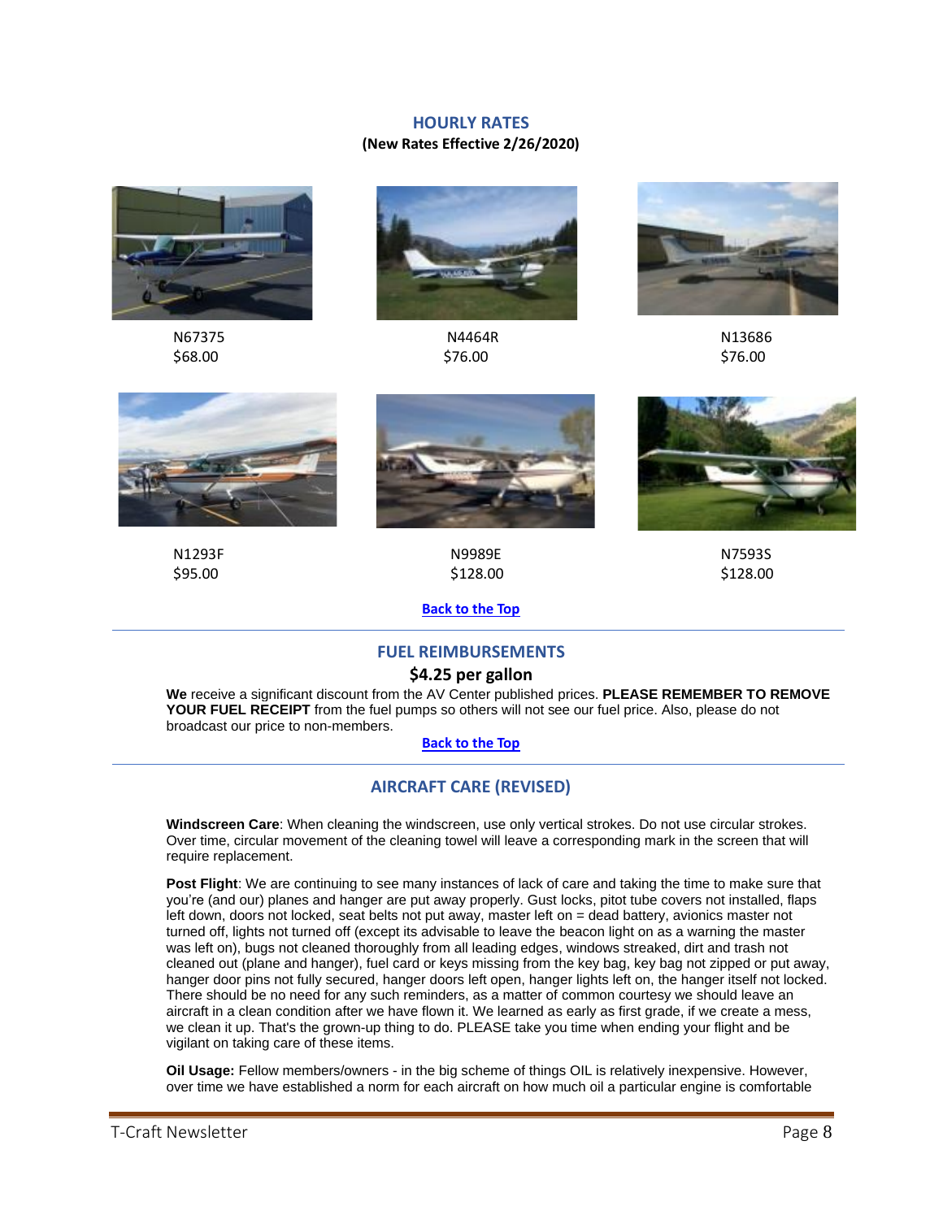## HOURLY RATES

**(New Rates Effective 2/26/2020)**

N67375
$68.00

N4464R
$76.00

N13686
$76.00

N1293F
$95.00

N9989E
$128.00

N7593S
$128.00

**Back to the Top**

## FUEL REIMBURSEMENTS

**$4.25 per gallon**

**We** receive a significant discount from the AV Center published prices. **PLEASE REMEMBER TO REMOVE YOUR FUEL RECEIPT** from the fuel pumps so others will not see our fuel price. Also, please do not broadcast our price to non-members.

**Back to the Top**

## AIRCRAFT CARE (REVISED)

**Windscreen Care**: When cleaning the windscreen, use only vertical strokes. Do not use circular strokes. Over time, circular movement of the cleaning towel will leave a corresponding mark in the screen that will require replacement.

**Post Flight**: We are continuing to see many instances of lack of care and taking the time to make sure that you're (and our) planes and hanger are put away properly. Gust locks, pitot tube covers not installed, flaps left down, doors not locked, seat belts not put away, master left on = dead battery, avionics master not turned off, lights not turned off (except its advisable to leave the beacon light on as a warning the master was left on), bugs not cleaned thoroughly from all leading edges, windows streaked, dirt and trash not cleaned out (plane and hanger), fuel card or keys missing from the key bag, key bag not zipped or put away, hanger door pins not fully secured, hanger doors left open, hanger lights left on, the hanger itself not locked. There should be no need for any such reminders, as a matter of common courtesy we should leave an aircraft in a clean condition after we have flown it. We learned as early as first grade, if we create a mess, we clean it up. That's the grown-up thing to do. PLEASE take you time when ending your flight and be vigilant on taking care of these items.

**Oil Usage:** Fellow members/owners - in the big scheme of things OIL is relatively inexpensive. However, over time we have established a norm for each aircraft on how much oil a particular engine is comfortable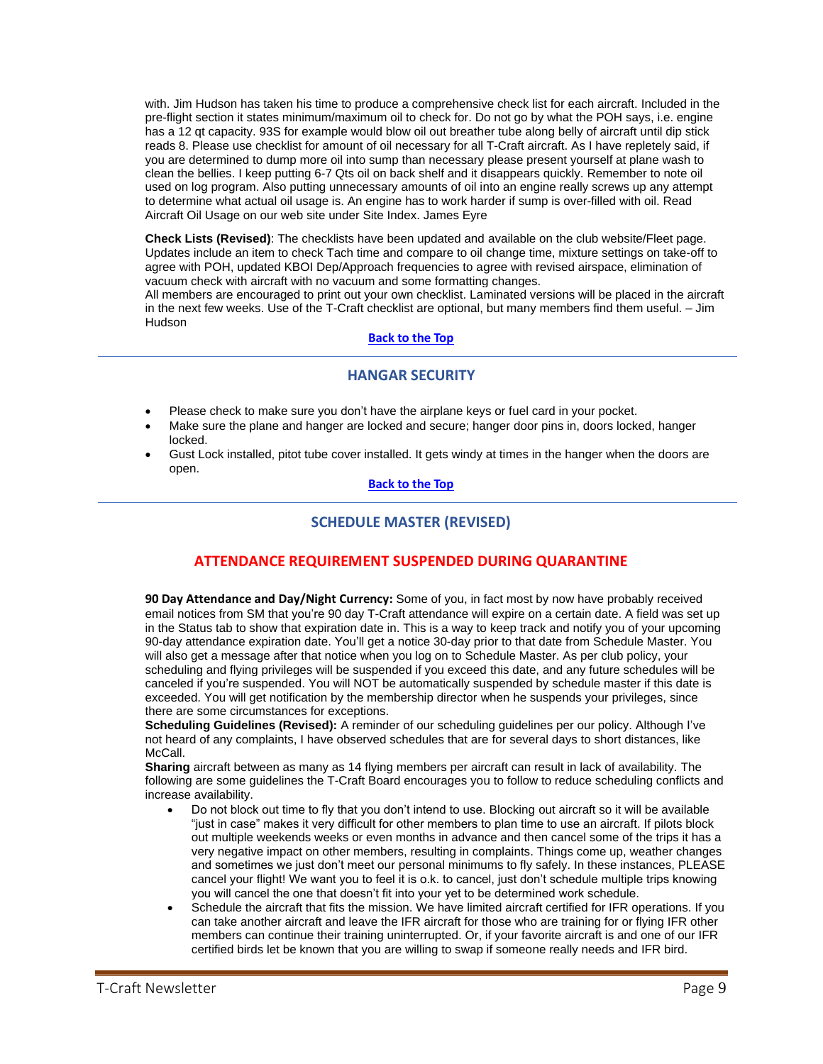with. Jim Hudson has taken his time to produce a comprehensive check list for each aircraft. Included in the pre-flight section it states minimum/maximum oil to check for. Do not go by what the POH says, i.e. engine has a 12 qt capacity. 93S for example would blow oil out breather tube along belly of aircraft until dip stick reads 8. Please use checklist for amount of oil necessary for all T-Craft aircraft. As I have repletely said, if you are determined to dump more oil into sump than necessary please present yourself at plane wash to clean the bellies. I keep putting 6-7 Qts oil on back shelf and it disappears quickly. Remember to note oil used on log program. Also putting unnecessary amounts of oil into an engine really screws up any attempt to determine what actual oil usage is. An engine has to work harder if sump is over-filled with oil. Read Aircraft Oil Usage on our web site under Site Index. James Eyre

**Check Lists (Revised)**: The checklists have been updated and available on the club website/Fleet page. Updates include an item to check Tach time and compare to oil change time, mixture settings on take-off to agree with POH, updated KBOI Dep/Approach frequencies to agree with revised airspace, elimination of vacuum check with aircraft with no vacuum and some formatting changes.
All members are encouraged to print out your own checklist. Laminated versions will be placed in the aircraft in the next few weeks. Use of the T-Craft checklist are optional, but many members find them useful. – Jim Hudson

[Back to the Top]

---

## HANGAR SECURITY

- Please check to make sure you don't have the airplane keys or fuel card in your pocket.
- Make sure the plane and hanger are locked and secure; hanger door pins in, doors locked, hanger locked.
- Gust Lock installed, pitot tube cover installed. It gets windy at times in the hanger when the doors are open.

[Back to the Top]

---

## SCHEDULE MASTER (REVISED)

### ATTENDANCE REQUIREMENT SUSPENDED DURING QUARANTINE

**90 Day Attendance and Day/Night Currency:** Some of you, in fact most by now have probably received email notices from SM that you're 90 day T-Craft attendance will expire on a certain date. A field was set up in the Status tab to show that expiration date in. This is a way to keep track and notify you of your upcoming 90-day attendance expiration date. You'll get a notice 30-day prior to that date from Schedule Master. You will also get a message after that notice when you log on to Schedule Master. As per club policy, your scheduling and flying privileges will be suspended if you exceed this date, and any future schedules will be canceled if you're suspended. You will NOT be automatically suspended by schedule master if this date is exceeded. You will get notification by the membership director when he suspends your privileges, since there are some circumstances for exceptions.
**Scheduling Guidelines (Revised):** A reminder of our scheduling guidelines per our policy. Although I've not heard of any complaints, I have observed schedules that are for several days to short distances, like McCall.
**Sharing** aircraft between as many as 14 flying members per aircraft can result in lack of availability. The following are some guidelines the T-Craft Board encourages you to follow to reduce scheduling conflicts and increase availability.

- Do not block out time to fly that you don't intend to use. Blocking out aircraft so it will be available "just in case" makes it very difficult for other members to plan time to use an aircraft. If pilots block out multiple weekends weeks or even months in advance and then cancel some of the trips it has a very negative impact on other members, resulting in complaints. Things come up, weather changes and sometimes we just don't meet our personal minimums to fly safely. In these instances, PLEASE cancel your flight! We want you to feel it is o.k. to cancel, just don't schedule multiple trips knowing you will cancel the one that doesn't fit into your yet to be determined work schedule.
- Schedule the aircraft that fits the mission. We have limited aircraft certified for IFR operations. If you can take another aircraft and leave the IFR aircraft for those who are training for or flying IFR other members can continue their training uninterrupted. Or, if your favorite aircraft is and one of our IFR certified birds let be known that you are willing to swap if someone really needs and IFR bird.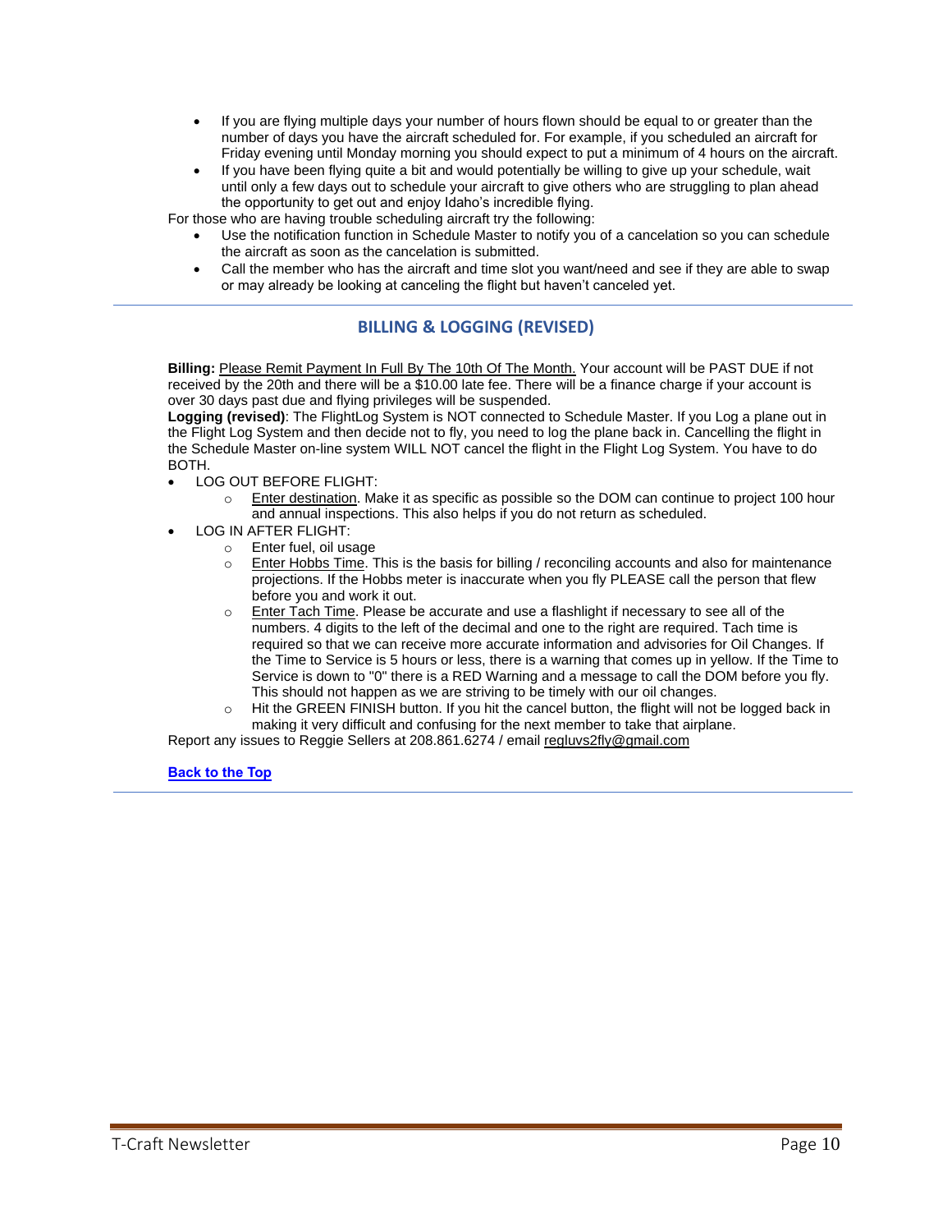- If you are flying multiple days your number of hours flown should be equal to or greater than the number of days you have the aircraft scheduled for. For example, if you scheduled an aircraft for Friday evening until Monday morning you should expect to put a minimum of 4 hours on the aircraft.
- If you have been flying quite a bit and would potentially be willing to give up your schedule, wait until only a few days out to schedule your aircraft to give others who are struggling to plan ahead the opportunity to get out and enjoy Idaho's incredible flying.

For those who are having trouble scheduling aircraft try the following:

- Use the notification function in Schedule Master to notify you of a cancelation so you can schedule the aircraft as soon as the cancelation is submitted.
- Call the member who has the aircraft and time slot you want/need and see if they are able to swap or may already be looking at canceling the flight but haven't canceled yet.

---

## BILLING & LOGGING (REVISED)

**Billing:** Please Remit Payment In Full By The 10th Of The Month. Your account will be PAST DUE if not received by the 20th and there will be a $10.00 late fee. There will be a finance charge if your account is over 30 days past due and flying privileges will be suspended.

**Logging (revised)**: The FlightLog System is NOT connected to Schedule Master. If you Log a plane out in the Flight Log System and then decide not to fly, you need to log the plane back in. Cancelling the flight in the Schedule Master on-line system WILL NOT cancel the flight in the Flight Log System. You have to do BOTH.

- LOG OUT BEFORE FLIGHT:
  - Enter destination. Make it as specific as possible so the DOM can continue to project 100 hour and annual inspections. This also helps if you do not return as scheduled.
- LOG IN AFTER FLIGHT:
  - Enter fuel, oil usage
  - Enter Hobbs Time. This is the basis for billing / reconciling accounts and also for maintenance projections. If the Hobbs meter is inaccurate when you fly PLEASE call the person that flew before you and work it out.
  - Enter Tach Time. Please be accurate and use a flashlight if necessary to see all of the numbers. 4 digits to the left of the decimal and one to the right are required. Tach time is required so that we can receive more accurate information and advisories for Oil Changes. If the Time to Service is 5 hours or less, there is a warning that comes up in yellow. If the Time to Service is down to "0" there is a RED Warning and a message to call the DOM before you fly. This should not happen as we are striving to be timely with our oil changes.
  - Hit the GREEN FINISH button. If you hit the cancel button, the flight will not be logged back in making it very difficult and confusing for the next member to take that airplane.

Report any issues to Reggie Sellers at 208.861.6274 / email regluvs2fly@gmail.com

**Back to the Top**

---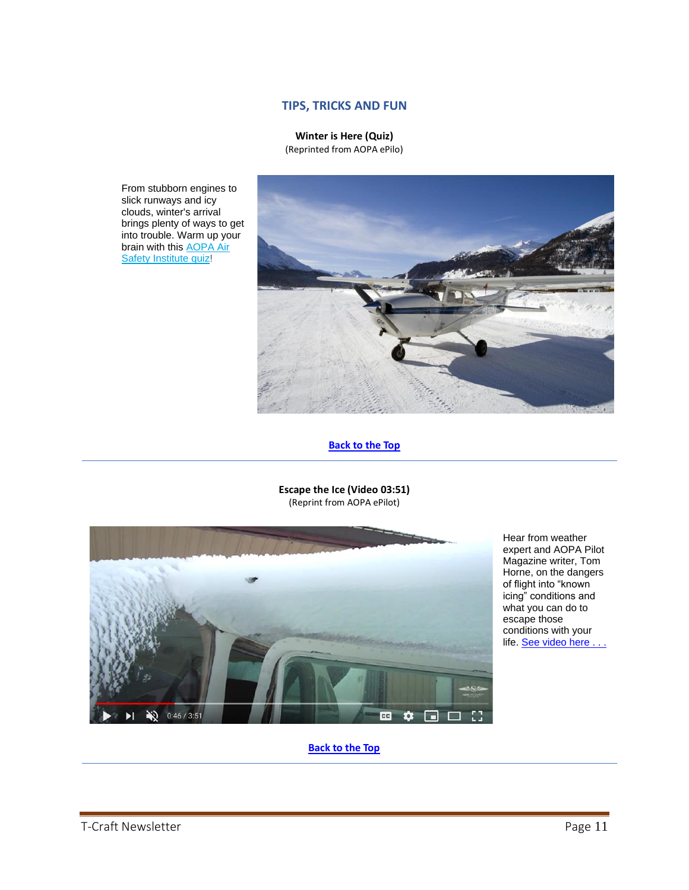## TIPS, TRICKS AND FUN

**Winter is Here (Quiz)**
(Reprinted from AOPA ePilo)

From stubborn engines to slick runways and icy clouds, winter's arrival brings plenty of ways to get into trouble. Warm up your brain with this AOPA Air Safety Institute quiz!

**Back to the Top**

---

**Escape the Ice (Video 03:51)**
(Reprint from AOPA ePilot)

Hear from weather expert and AOPA Pilot Magazine writer, Tom Horne, on the dangers of flight into "known icing" conditions and what you can do to escape those conditions with your life. See video here . . .

**Back to the Top**

---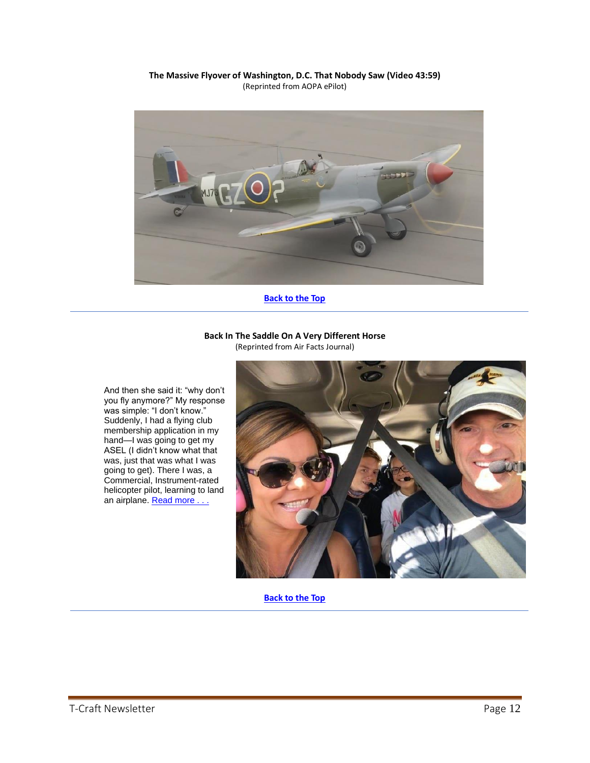**The Massive Flyover of Washington, D.C. That Nobody Saw (Video 43:59)**
(Reprinted from AOPA ePilot)

[Back to the Top](#)

---

**Back In The Saddle On A Very Different Horse**
(Reprinted from Air Facts Journal)

And then she said it: "why don't you fly anymore?" My response was simple: "I don't know." Suddenly, I had a flying club membership application in my hand—I was going to get my ASEL (I didn't know what that was, just that was what I was going to get). There I was, a Commercial, Instrument-rated helicopter pilot, learning to land an airplane. [Read more . . .](#)

[Back to the Top](#)

---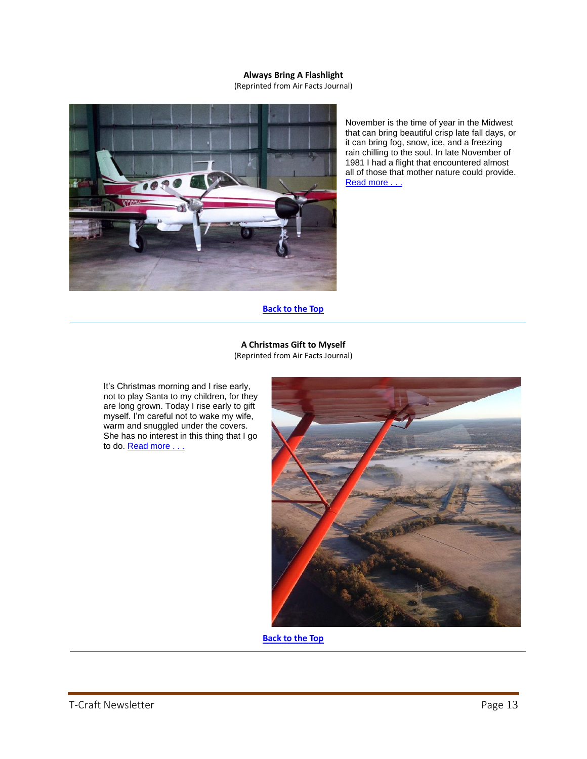### Always Bring A Flashlight

(Reprinted from Air Facts Journal)

November is the time of year in the Midwest that can bring beautiful crisp late fall days, or it can bring fog, snow, ice, and a freezing rain chilling to the soul. In late November of 1981 I had a flight that encountered almost all of those that mother nature could provide. Read more . . .

**Back to the Top**

---

### A Christmas Gift to Myself

(Reprinted from Air Facts Journal)

It's Christmas morning and I rise early, not to play Santa to my children, for they are long grown. Today I rise early to gift myself. I'm careful not to wake my wife, warm and snuggled under the covers. She has no interest in this thing that I go to do. Read more . . .

**Back to the Top**

---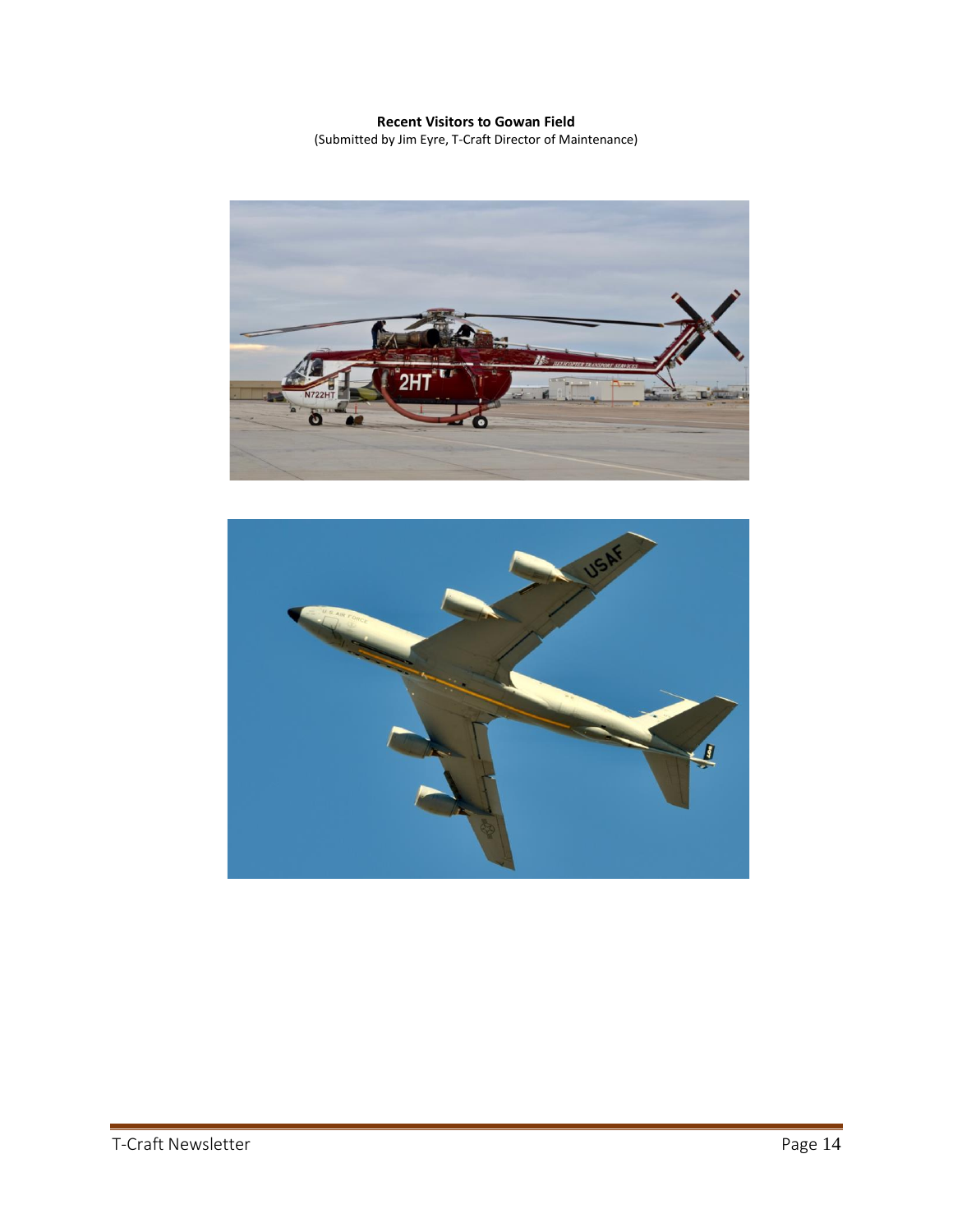**Recent Visitors to Gowan Field**

(Submitted by Jim Eyre, T-Craft Director of Maintenance)